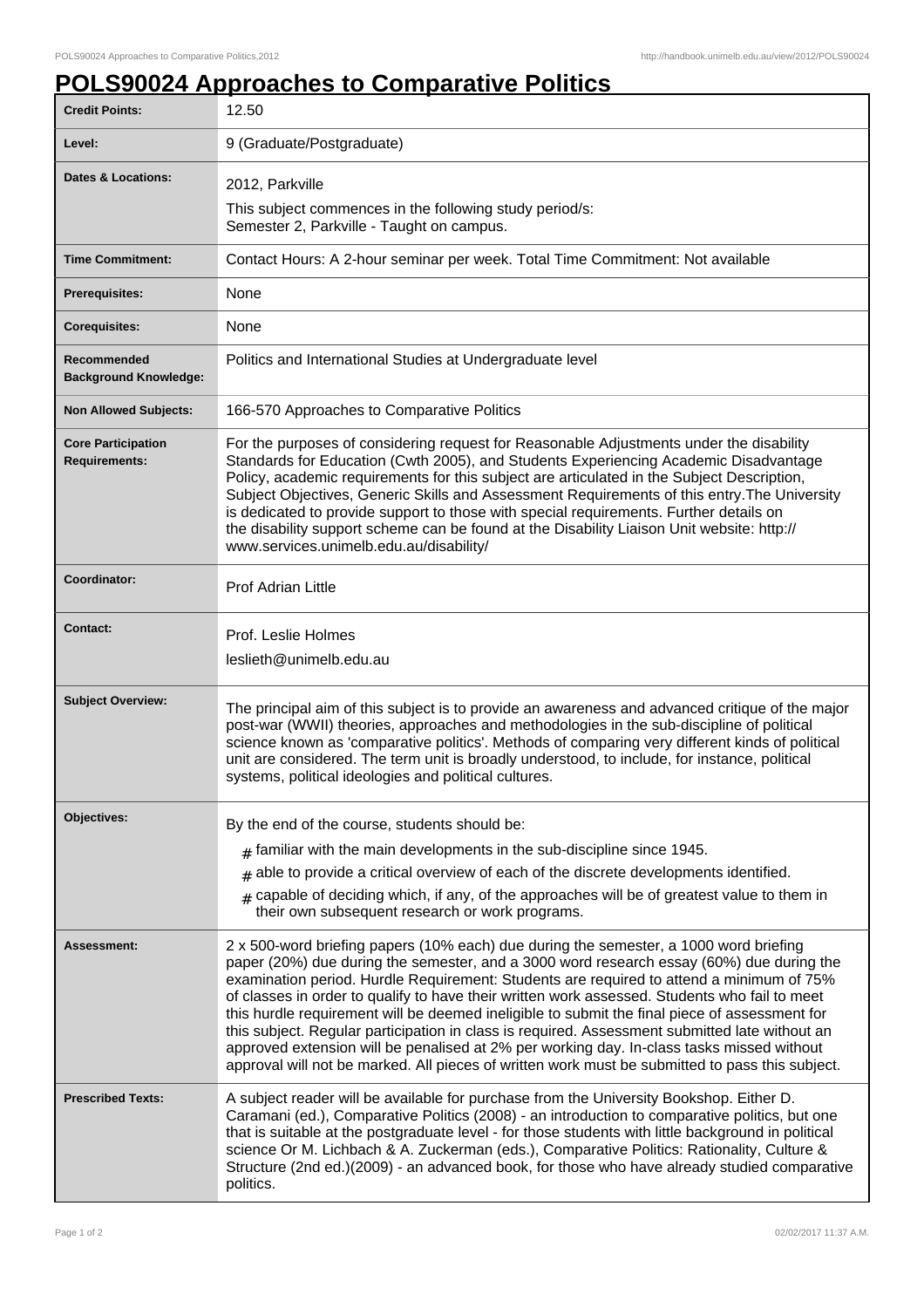# POLS90024 Approaches to Comparative Politics

| | |
|---|---|
| **Credit Points:** | 12.50 |
| **Level:** | 9 (Graduate/Postgraduate) |
| **Dates & Locations:** | 2012, Parkville<br>This subject commences in the following study period/s:<br>Semester 2, Parkville - Taught on campus. |
| **Time Commitment:** | Contact Hours: A 2-hour seminar per week. Total Time Commitment: Not available |
| **Prerequisites:** | None |
| **Corequisites:** | None |
| **Recommended Background Knowledge:** | Politics and International Studies at Undergraduate level |
| **Non Allowed Subjects:** | 166-570 Approaches to Comparative Politics |
| **Core Participation Requirements:** | For the purposes of considering request for Reasonable Adjustments under the disability Standards for Education (Cwth 2005), and Students Experiencing Academic Disadvantage Policy, academic requirements for this subject are articulated in the Subject Description, Subject Objectives, Generic Skills and Assessment Requirements of this entry.The University is dedicated to provide support to those with special requirements. Further details on the disability support scheme can be found at the Disability Liaison Unit website: http://www.services.unimelb.edu.au/disability/ |
| **Coordinator:** | Prof Adrian Little |
| **Contact:** | Prof. Leslie Holmes<br>leslieth@unimelb.edu.au |
| **Subject Overview:** | The principal aim of this subject is to provide an awareness and advanced critique of the major post-war (WWII) theories, approaches and methodologies in the sub-discipline of political science known as 'comparative politics'. Methods of comparing very different kinds of political unit are considered. The term unit is broadly understood, to include, for instance, political systems, political ideologies and political cultures. |
| **Objectives:** | By the end of the course, students should be:<br># familiar with the main developments in the sub-discipline since 1945.<br># able to provide a critical overview of each of the discrete developments identified.<br># capable of deciding which, if any, of the approaches will be of greatest value to them in their own subsequent research or work programs. |
| **Assessment:** | 2 x 500-word briefing papers (10% each) due during the semester, a 1000 word briefing paper (20%) due during the semester, and a 3000 word research essay (60%) due during the examination period. Hurdle Requirement: Students are required to attend a minimum of 75% of classes in order to qualify to have their written work assessed. Students who fail to meet this hurdle requirement will be deemed ineligible to submit the final piece of assessment for this subject. Regular participation in class is required. Assessment submitted late without an approved extension will be penalised at 2% per working day. In-class tasks missed without approval will not be marked. All pieces of written work must be submitted to pass this subject. |
| **Prescribed Texts:** | A subject reader will be available for purchase from the University Bookshop. Either D. Caramani (ed.), Comparative Politics (2008) - an introduction to comparative politics, but one that is suitable at the postgraduate level - for those students with little background in political science Or M. Lichbach & A. Zuckerman (eds.), Comparative Politics: Rationality, Culture & Structure (2nd ed.)(2009) - an advanced book, for those who have already studied comparative politics. |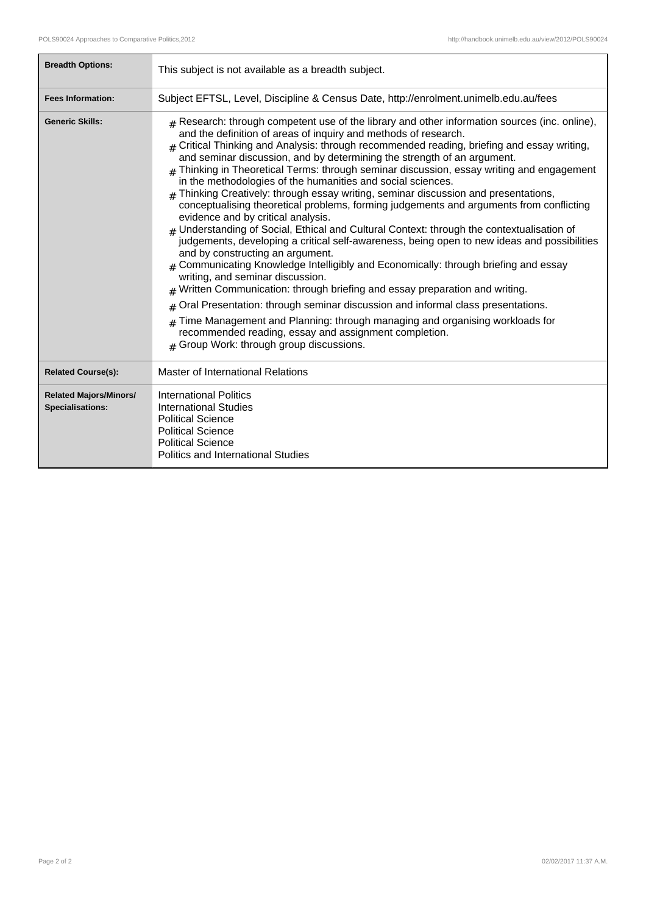| | |
|---|---|
| **Breadth Options:** | This subject is not available as a breadth subject. |
| **Fees Information:** | Subject EFTSL, Level, Discipline & Census Date, http://enrolment.unimelb.edu.au/fees |
| **Generic Skills:** | # Research: through competent use of the library and other information sources (inc. online), and the definition of areas of inquiry and methods of research.<br># Critical Thinking and Analysis: through recommended reading, briefing and essay writing, and seminar discussion, and by determining the strength of an argument.<br># Thinking in Theoretical Terms: through seminar discussion, essay writing and engagement in the methodologies of the humanities and social sciences.<br># Thinking Creatively: through essay writing, seminar discussion and presentations, conceptualising theoretical problems, forming judgements and arguments from conflicting evidence and by critical analysis.<br># Understanding of Social, Ethical and Cultural Context: through the contextualisation of judgements, developing a critical self-awareness, being open to new ideas and possibilities and by constructing an argument.<br># Communicating Knowledge Intelligibly and Economically: through briefing and essay writing, and seminar discussion.<br># Written Communication: through briefing and essay preparation and writing.<br># Oral Presentation: through seminar discussion and informal class presentations.<br># Time Management and Planning: through managing and organising workloads for recommended reading, essay and assignment completion.<br># Group Work: through group discussions. |
| **Related Course(s):** | Master of International Relations |
| **Related Majors/Minors/ Specialisations:** | International Politics<br>International Studies<br>Political Science<br>Political Science<br>Political Science<br>Politics and International Studies |